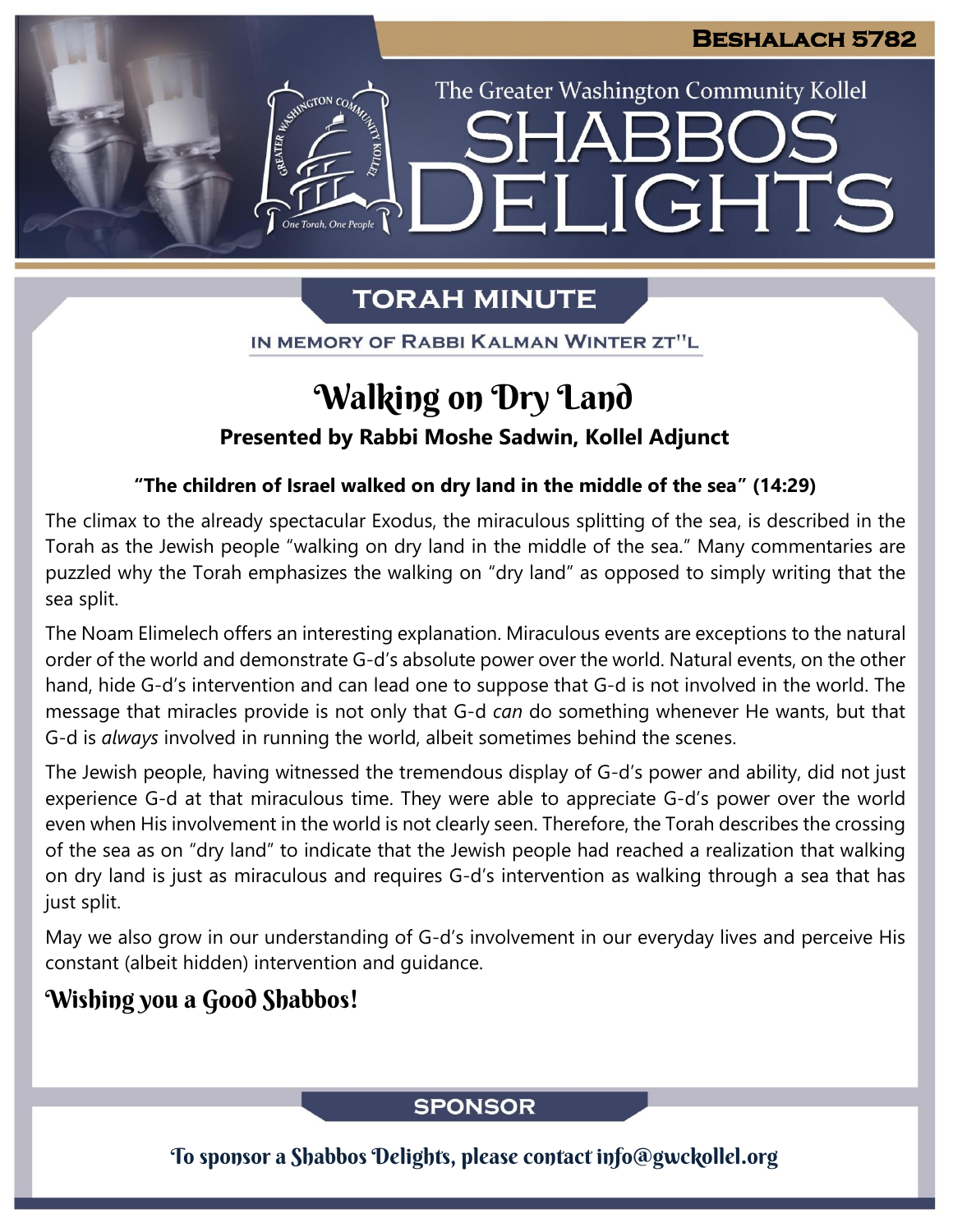**Beshalach 5782**

The Greater Washington Community Kollel

# Shabbos Delights

## Torah Minute

In Memory of Rabbi Kalman Winter zt"l

# Walking on Dry Land

**Presented by Rabbi Moshe Sadwin, Kollel Adjunct**

**"The children of Israel walked on dry land in the middle of the sea" (14:29)**

The climax to the already spectacular Exodus, the miraculous splitting of the sea, is described in the Torah as the Jewish people "walking on dry land in the middle of the sea." Many commentaries are puzzled why the Torah emphasizes the walking on "dry land" as opposed to simply writing that the sea split.

The Noam Elimelech offers an interesting explanation. Miraculous events are exceptions to the natural order of the world and demonstrate G-d's absolute power over the world. Natural events, on the other hand, hide G-d's intervention and can lead one to suppose that G-d is not involved in the world. The message that miracles provide is not only that G-d *can* do something whenever He wants, but that G-d is *always* involved in running the world, albeit sometimes behind the scenes.

The Jewish people, having witnessed the tremendous display of G-d's power and ability, did not just experience G-d at that miraculous time. They were able to appreciate G-d's power over the world even when His involvement in the world is not clearly seen. Therefore, the Torah describes the crossing of the sea as on "dry land" to indicate that the Jewish people had reached a realization that walking on dry land is just as miraculous and requires G-d's intervention as walking through a sea that has just split.

May we also grow in our understanding of G-d's involvement in our everyday lives and perceive His constant (albeit hidden) intervention and guidance.

**Wishing you a Good Shabbos!**

## Sponsor

To sponsor a Shabbos Delights, please contact info@gwckollel.org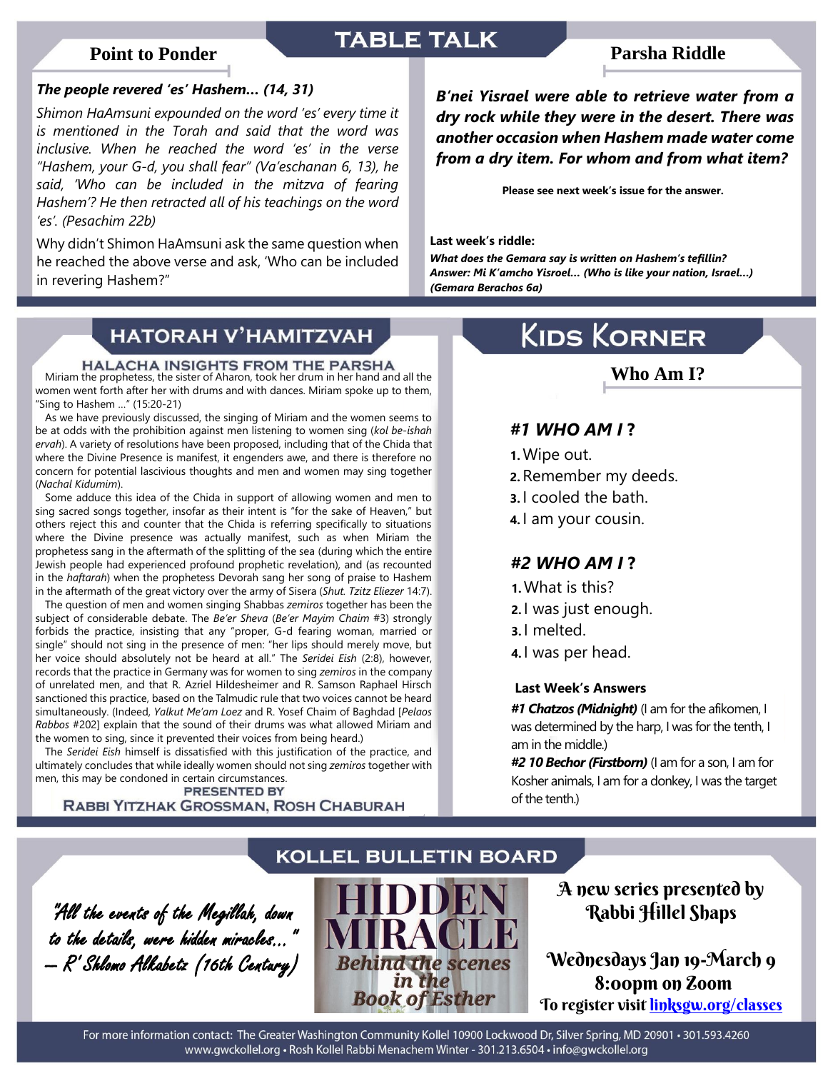# TABLE TALK

## Point to Ponder

***The people revered 'es' Hashem... (14, 31)***

*Shimon HaAmsuni expounded on the word 'es' every time it is mentioned in the Torah and said that the word was inclusive. When he reached the word 'es' in the verse "Hashem, your G-d, you shall fear" (Va'eschanan 6, 13), he said, 'Who can be included in the mitzva of fearing Hashem'? He then retracted all of his teachings on the word 'es'. (Pesachim 22b)*

Why didn't Shimon HaAmsuni ask the same question when he reached the above verse and ask, 'Who can be included in revering Hashem?"

## Parsha Riddle

***B'nei Yisrael were able to retrieve water from a dry rock while they were in the desert. There was another occasion when Hashem made water come from a dry item. For whom and from what item?***

**Please see next week's issue for the answer.**

**Last week's riddle:**

***What does the Gemara say is written on Hashem's tefillin?***
***Answer: Mi K'amcho Yisroel... (Who is like your nation, Israel...) (Gemara Berachos 6a)***

# HATORAH V'HAMITZVAH

## HALACHA INSIGHTS FROM THE PARSHA

Miriam the prophetess, the sister of Aharon, took her drum in her hand and all the women went forth after her with drums and with dances. Miriam spoke up to them, "Sing to Hashem ..." (15:20-21)

As we have previously discussed, the singing of Miriam and the women seems to be at odds with the prohibition against men listening to women sing (*kol be-ishah ervah*). A variety of resolutions have been proposed, including that of the Chida that where the Divine Presence is manifest, it engenders awe, and there is therefore no concern for potential lascivious thoughts and men and women may sing together (*Nachal Kidumim*).

Some adduce this idea of the Chida in support of allowing women and men to sing sacred songs together, insofar as their intent is "for the sake of Heaven," but others reject this and counter that the Chida is referring specifically to situations where the Divine presence was actually manifest, such as when Miriam the prophetess sang in the aftermath of the splitting of the sea (during which the entire Jewish people had experienced profound prophetic revelation), and (as recounted in the *haftarah*) when the prophetess Devorah sang her song of praise to Hashem in the aftermath of the great victory over the army of Sisera (*Shut. Tzitz Eliezer* 14:7).

The question of men and women singing Shabbas *zemiros* together has been the subject of considerable debate. The *Be'er Sheva* (*Be'er Mayim Chaim* #3) strongly forbids the practice, insisting that any "proper, G-d fearing woman, married or single" should not sing in the presence of men: "her lips should merely move, but her voice should absolutely not be heard at all." The *Seridei Eish* (2:8), however, records that the practice in Germany was for women to sing *zemiros* in the company of unrelated men, and that R. Azriel Hildesheimer and R. Samson Raphael Hirsch sanctioned this practice, based on the Talmudic rule that two voices cannot be heard simultaneously. (Indeed, *Yalkut Me'am Loez* and R. Yosef Chaim of Baghdad [*Pelaos Rabbos* #202] explain that the sound of their drums was what allowed Miriam and the women to sing, since it prevented their voices from being heard.)

The *Seridei Eish* himself is dissatisfied with this justification of the practice, and ultimately concludes that while ideally women should not sing *zemiros* together with men, this may be condoned in certain circumstances.

PRESENTED BY
RABBI YITZHAK GROSSMAN, ROSH CHABURAH

# KIDS KORNER

## Who Am I?

### #1 WHO AM I ?

1. Wipe out.
2. Remember my deeds.
3. I cooled the bath.
4. I am your cousin.

### #2 WHO AM I ?

1. What is this?
2. I was just enough.
3. I melted.
4. I was per head.

**Last Week's Answers**

***#1 Chatzos (Midnight)*** (I am for the afikomen, I was determined by the harp, I was for the tenth, I am in the middle.)

***#2 10 Bechor (Firstborn)*** (I am for a son, I am for Kosher animals, I am for a donkey, I was the target of the tenth.)

# KOLLEL BULLETIN BOARD

*"All the events of the Megillah, down to the details, were hidden miracles..." – R' Shlomo Alkabetz (16th Century)*

HIDDEN MIRACLE
*Behind the scenes in the Book of Esther*

A new series presented by Rabbi Hillel Shaps

Wednesdays Jan 19-March 9
8:00pm on Zoom
To register visit linksgw.org/classes

For more information contact: The Greater Washington Community Kollel 10900 Lockwood Dr, Silver Spring, MD 20901 • 301.593.4260
www.gwckollel.org • Rosh Kollel Rabbi Menachem Winter - 301.213.6504 • info@gwckollel.org